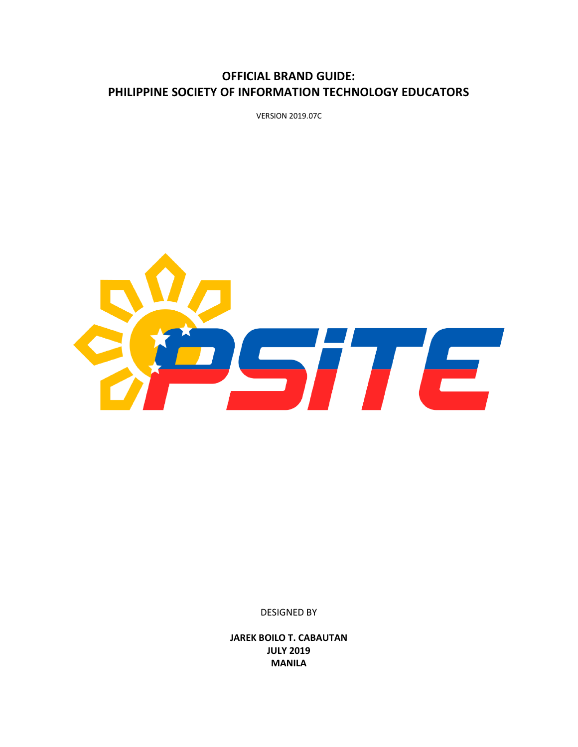# OFFICIAL BRAND GUIDE:
# PHILIPPINE SOCIETY OF INFORMATION TECHNOLOGY EDUCATORS

VERSION 2019.07C

DESIGNED BY

**JAREK BOILO T. CABAUTAN**
**JULY 2019**
**MANILA**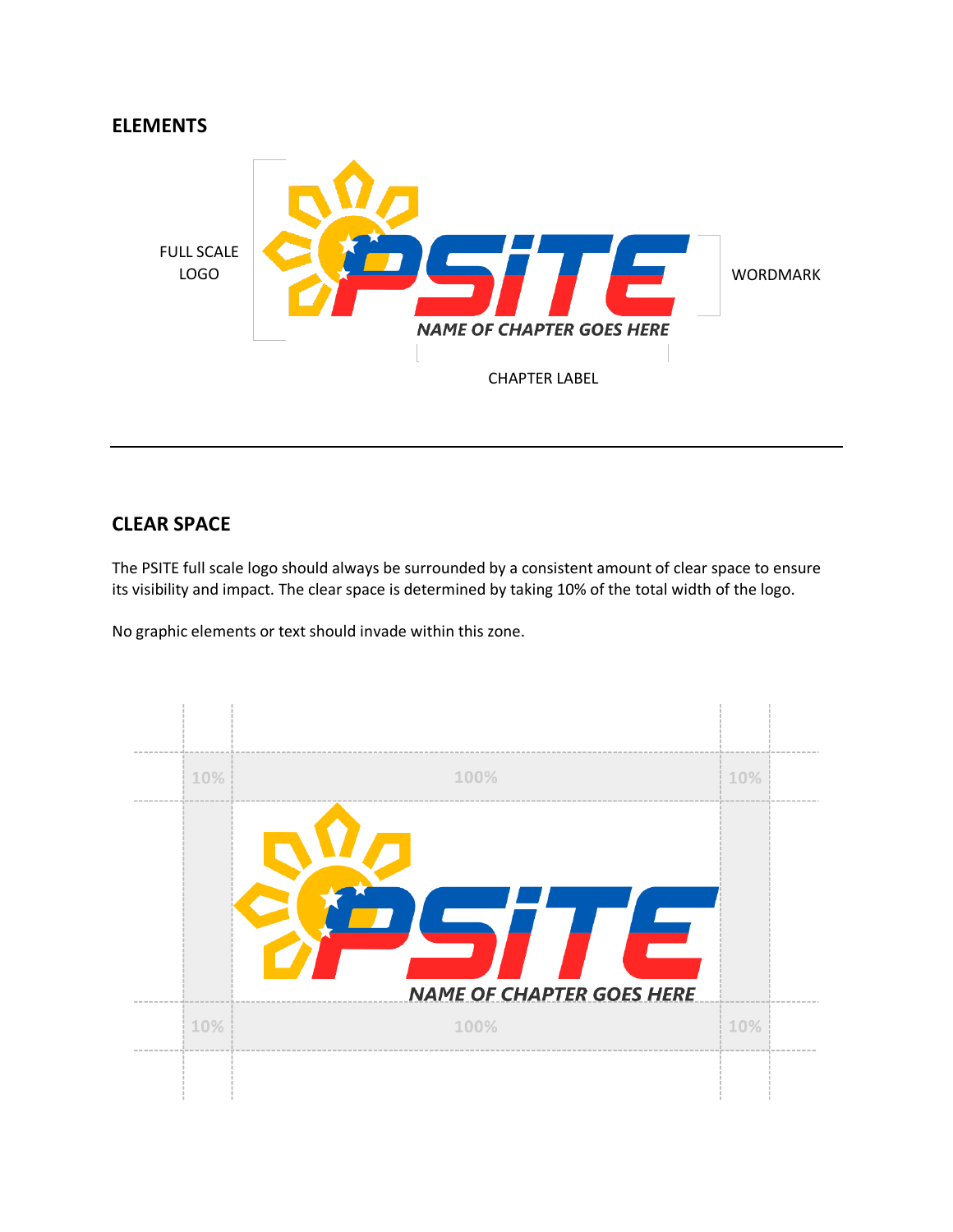## ELEMENTS

FULL SCALE LOGO

WORDMARK

CHAPTER LABEL

---

## CLEAR SPACE

The PSITE full scale logo should always be surrounded by a consistent amount of clear space to ensure its visibility and impact. The clear space is determined by taking 10% of the total width of the logo.

No graphic elements or text should invade within this zone.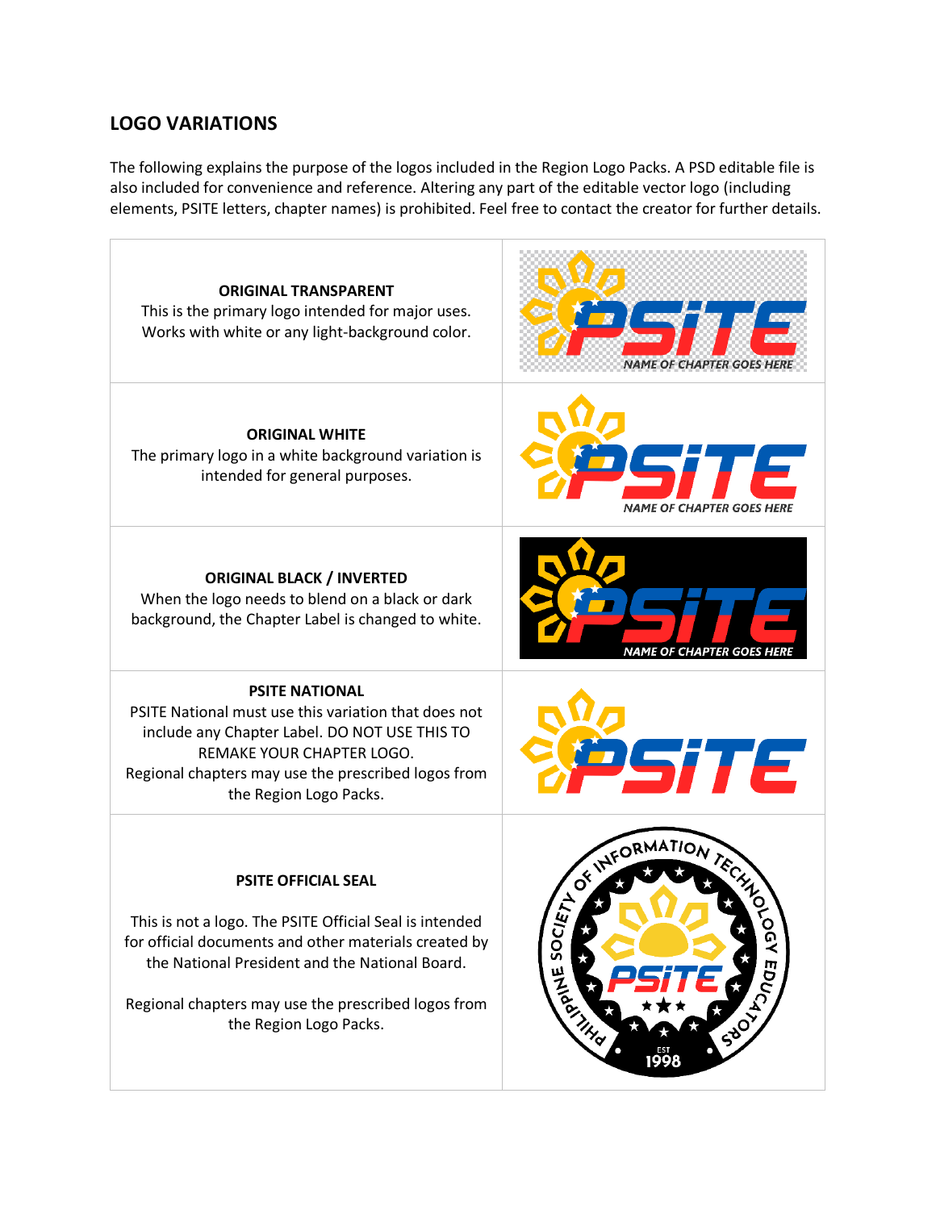## LOGO VARIATIONS

The following explains the purpose of the logos included in the Region Logo Packs. A PSD editable file is also included for convenience and reference. Altering any part of the editable vector logo (including elements, PSITE letters, chapter names) is prohibited. Feel free to contact the creator for further details.

| | |
|---|---|
| **ORIGINAL TRANSPARENT**<br>This is the primary logo intended for major uses. Works with white or any light-background color. | PSITE<br>NAME OF CHAPTER GOES HERE |
| **ORIGINAL WHITE**<br>The primary logo in a white background variation is intended for general purposes. | PSITE<br>NAME OF CHAPTER GOES HERE |
| **ORIGINAL BLACK / INVERTED**<br>When the logo needs to blend on a black or dark background, the Chapter Label is changed to white. | PSITE<br>NAME OF CHAPTER GOES HERE |
| **PSITE NATIONAL**<br>PSITE National must use this variation that does not include any Chapter Label. DO NOT USE THIS TO REMAKE YOUR CHAPTER LOGO.<br>Regional chapters may use the prescribed logos from the Region Logo Packs. | PSITE |
| **PSITE OFFICIAL SEAL**<br><br>This is not a logo. The PSITE Official Seal is intended for official documents and other materials created by the National President and the National Board.<br><br>Regional chapters may use the prescribed logos from the Region Logo Packs. | PHILIPPINE SOCIETY OF INFORMATION TECHNOLOGY EDUCATORS<br>PSITE<br>EST 1998 |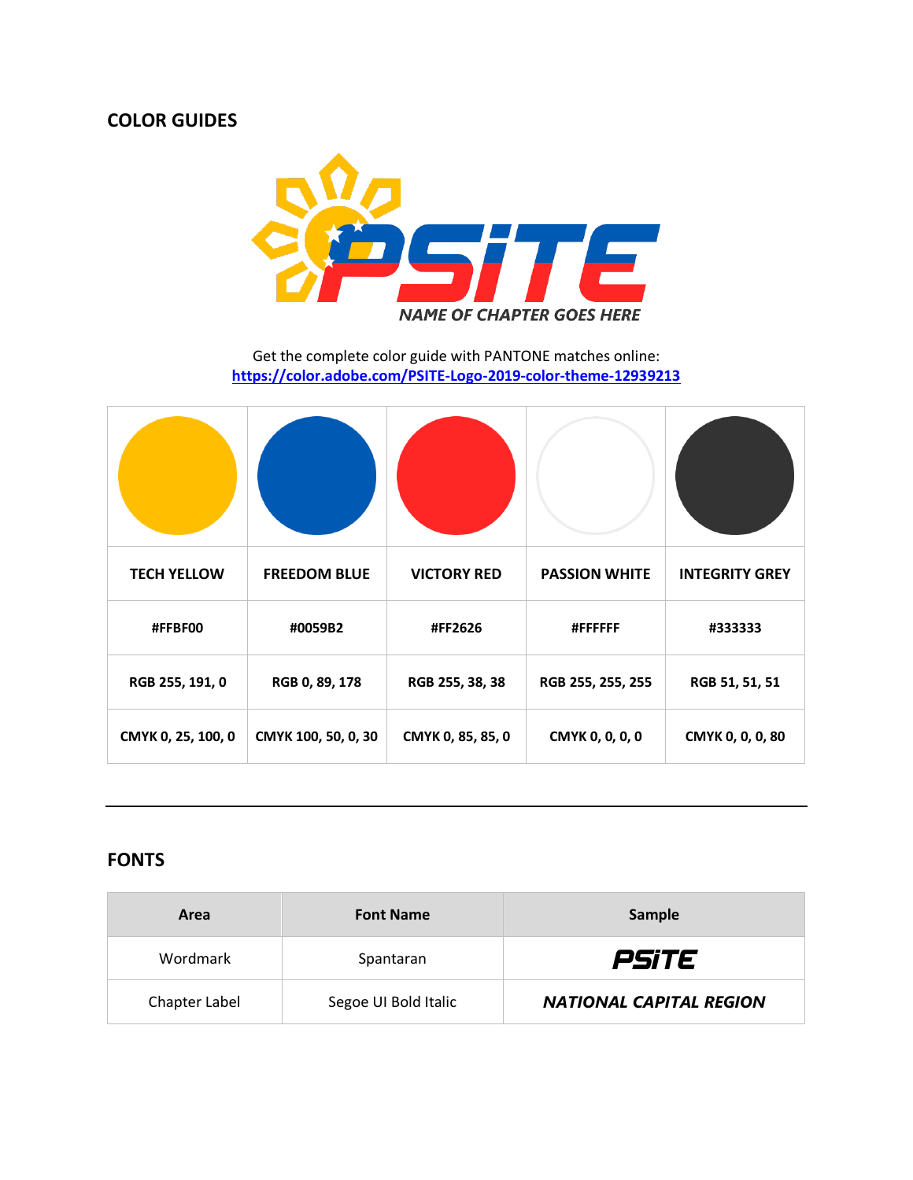## COLOR GUIDES

Get the complete color guide with PANTONE matches online:
[https://color.adobe.com/PSITE-Logo-2019-color-theme-12939213](https://color.adobe.com/PSITE-Logo-2019-color-theme-12939213)

| TECH YELLOW | FREEDOM BLUE | VICTORY RED | PASSION WHITE | INTEGRITY GREY |
|---|---|---|---|---|
| #FFBF00 | #0059B2 | #FF2626 | #FFFFFF | #333333 |
| RGB 255, 191, 0 | RGB 0, 89, 178 | RGB 255, 38, 38 | RGB 255, 255, 255 | RGB 51, 51, 51 |
| CMYK 0, 25, 100, 0 | CMYK 100, 50, 0, 30 | CMYK 0, 85, 85, 0 | CMYK 0, 0, 0, 0 | CMYK 0, 0, 0, 80 |

---

## FONTS

| Area | Font Name | Sample |
|---|---|---|
| Wordmark | Spantaran | ***PSiTE*** |
| Chapter Label | Segoe UI Bold Italic | ***NATIONAL CAPITAL REGION*** |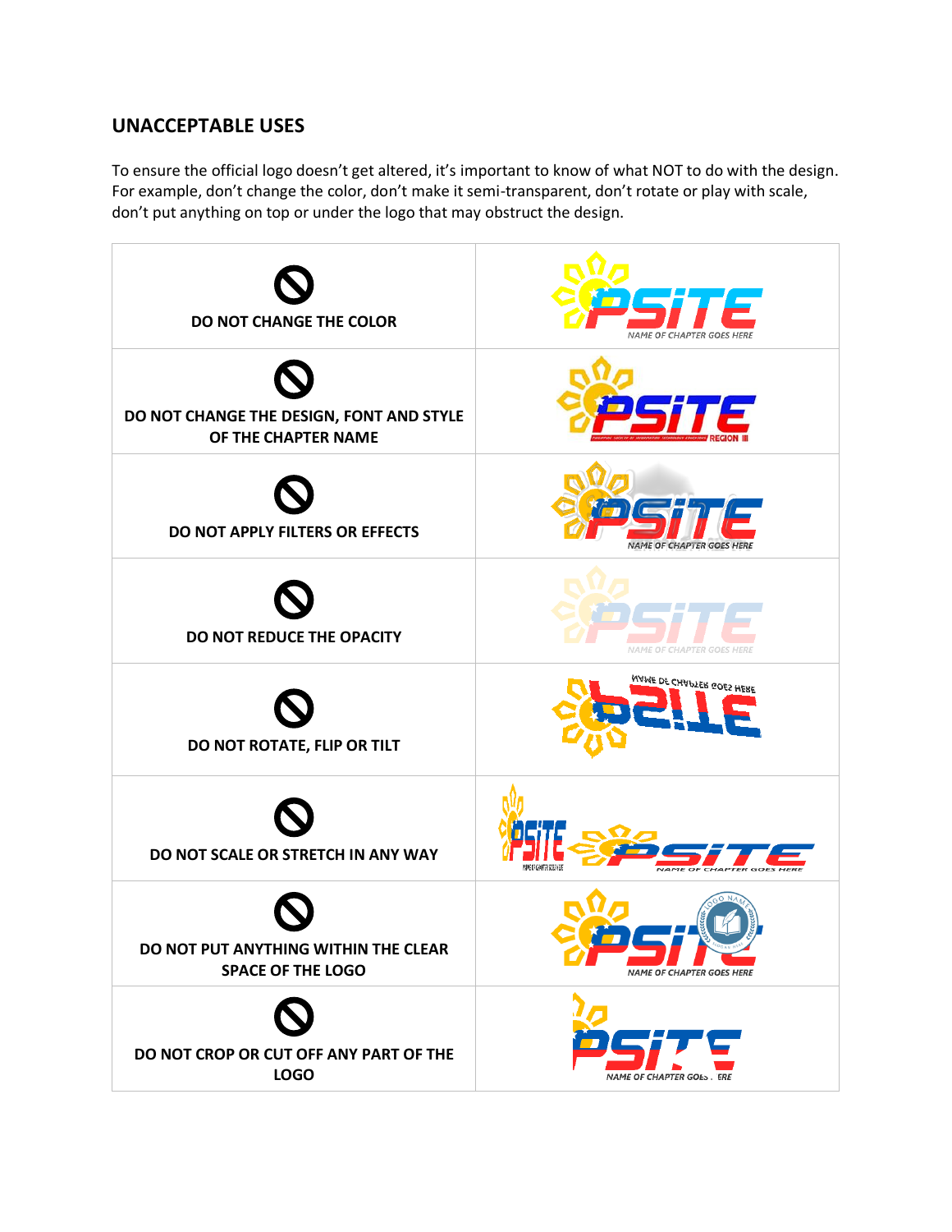## UNACCEPTABLE USES

To ensure the official logo doesn't get altered, it's important to know of what NOT to do with the design. For example, don't change the color, don't make it semi-transparent, don't rotate or play with scale, don't put anything on top or under the logo that may obstruct the design.

| | |
|---|---|
| DO NOT CHANGE THE COLOR | PSITE NAME OF CHAPTER GOES HERE |
| DO NOT CHANGE THE DESIGN, FONT AND STYLE OF THE CHAPTER NAME | PSITE REGION III |
| DO NOT APPLY FILTERS OR EFFECTS | PSITE NAME OF CHAPTER GOES HERE |
| DO NOT REDUCE THE OPACITY | PSITE NAME OF CHAPTER GOES HERE |
| DO NOT ROTATE, FLIP OR TILT | PSITE NAME OF CHAPTER GOES HERE |
| DO NOT SCALE OR STRETCH IN ANY WAY | PSITE NAME OF CHAPTER GOES HERE PSITE NAME OF CHAPTER GOES HERE |
| DO NOT PUT ANYTHING WITHIN THE CLEAR SPACE OF THE LOGO | PSITE LOGO NAME SLOGAN HERE NAME OF CHAPTER GOES HERE |
| DO NOT CROP OR CUT OFF ANY PART OF THE LOGO | PSITE NAME OF CHAPTER GOES . ERE |